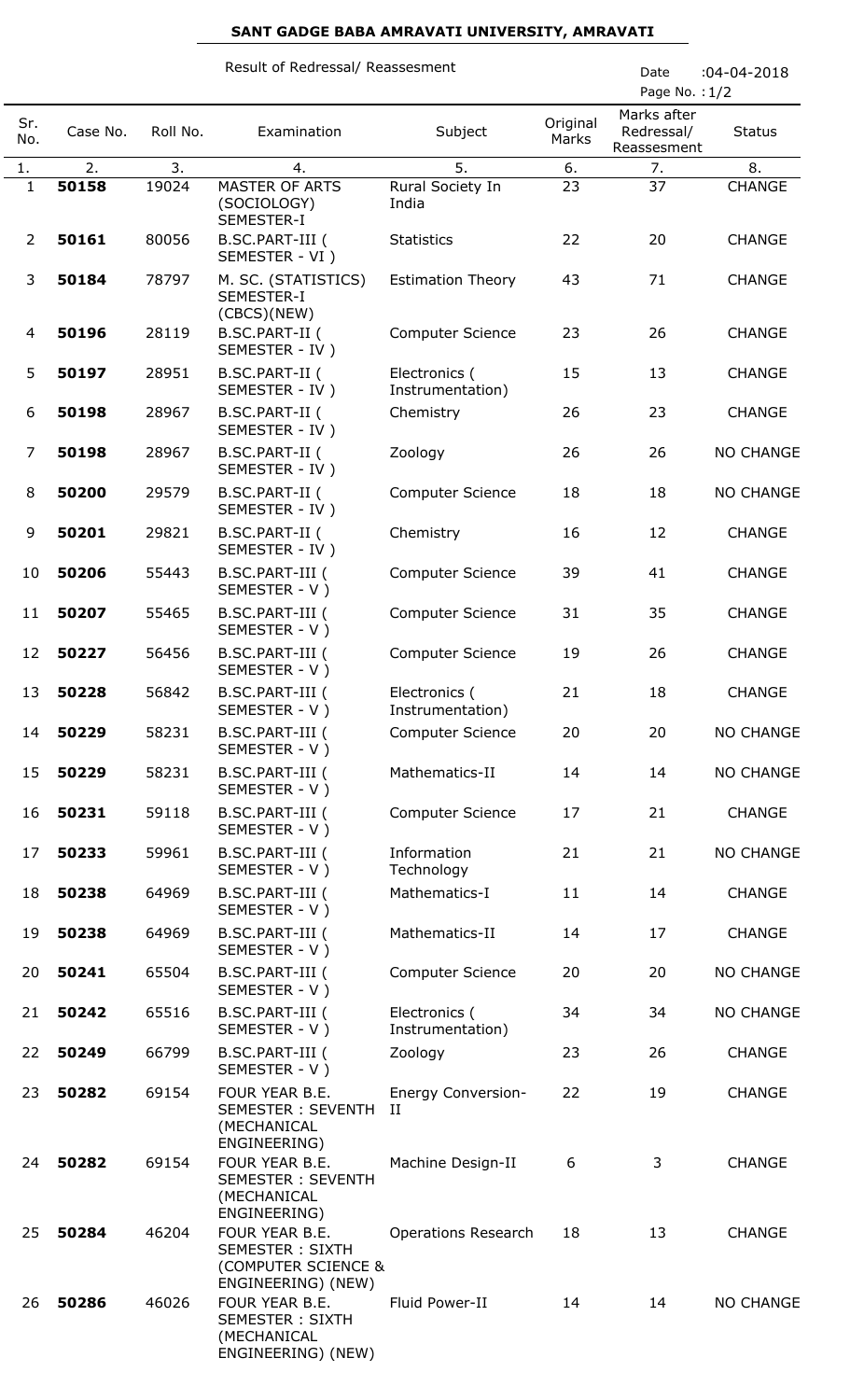# SANT GADGE BABA AMRAVATI UNIVERSITY, AMRAVATI

Result of Redressal/ Reassesment

Date :04-04-2018

| Sr. No. | Case No. | Roll No. | Examination | Subject | Original Marks | Marks after Redressal/ Reassesment | Status |
|---|---|---|---|---|---|---|---|
| 1. | 2. | 3. | 4. | 5. | 6. | 7. | 8. |
| 1 | **50158** | 19024 | MASTER OF ARTS (SOCIOLOGY) SEMESTER-I | Rural Society In India | 23 | 37 | CHANGE |
| 2 | **50161** | 80056 | B.SC.PART-III ( SEMESTER - VI ) | Statistics | 22 | 20 | CHANGE |
| 3 | **50184** | 78797 | M. SC. (STATISTICS) SEMESTER-I (CBCS)(NEW) | Estimation Theory | 43 | 71 | CHANGE |
| 4 | **50196** | 28119 | B.SC.PART-II ( SEMESTER - IV ) | Computer Science | 23 | 26 | CHANGE |
| 5 | **50197** | 28951 | B.SC.PART-II ( SEMESTER - IV ) | Electronics ( Instrumentation) | 15 | 13 | CHANGE |
| 6 | **50198** | 28967 | B.SC.PART-II ( SEMESTER - IV ) | Chemistry | 26 | 23 | CHANGE |
| 7 | **50198** | 28967 | B.SC.PART-II ( SEMESTER - IV ) | Zoology | 26 | 26 | NO CHANGE |
| 8 | **50200** | 29579 | B.SC.PART-II ( SEMESTER - IV ) | Computer Science | 18 | 18 | NO CHANGE |
| 9 | **50201** | 29821 | B.SC.PART-II ( SEMESTER - IV ) | Chemistry | 16 | 12 | CHANGE |
| 10 | **50206** | 55443 | B.SC.PART-III ( SEMESTER - V ) | Computer Science | 39 | 41 | CHANGE |
| 11 | **50207** | 55465 | B.SC.PART-III ( SEMESTER - V ) | Computer Science | 31 | 35 | CHANGE |
| 12 | **50227** | 56456 | B.SC.PART-III ( SEMESTER - V ) | Computer Science | 19 | 26 | CHANGE |
| 13 | **50228** | 56842 | B.SC.PART-III ( SEMESTER - V ) | Electronics ( Instrumentation) | 21 | 18 | CHANGE |
| 14 | **50229** | 58231 | B.SC.PART-III ( SEMESTER - V ) | Computer Science | 20 | 20 | NO CHANGE |
| 15 | **50229** | 58231 | B.SC.PART-III ( SEMESTER - V ) | Mathematics-II | 14 | 14 | NO CHANGE |
| 16 | **50231** | 59118 | B.SC.PART-III ( SEMESTER - V ) | Computer Science | 17 | 21 | CHANGE |
| 17 | **50233** | 59961 | B.SC.PART-III ( SEMESTER - V ) | Information Technology | 21 | 21 | NO CHANGE |
| 18 | **50238** | 64969 | B.SC.PART-III ( SEMESTER - V ) | Mathematics-I | 11 | 14 | CHANGE |
| 19 | **50238** | 64969 | B.SC.PART-III ( SEMESTER - V ) | Mathematics-II | 14 | 17 | CHANGE |
| 20 | **50241** | 65504 | B.SC.PART-III ( SEMESTER - V ) | Computer Science | 20 | 20 | NO CHANGE |
| 21 | **50242** | 65516 | B.SC.PART-III ( SEMESTER - V ) | Electronics ( Instrumentation) | 34 | 34 | NO CHANGE |
| 22 | **50249** | 66799 | B.SC.PART-III ( SEMESTER - V ) | Zoology | 23 | 26 | CHANGE |
| 23 | **50282** | 69154 | FOUR YEAR B.E. SEMESTER : SEVENTH (MECHANICAL ENGINEERING) | Energy Conversion-II | 22 | 19 | CHANGE |
| 24 | **50282** | 69154 | FOUR YEAR B.E. SEMESTER : SEVENTH (MECHANICAL ENGINEERING) | Machine Design-II | 6 | 3 | CHANGE |
| 25 | **50284** | 46204 | FOUR YEAR B.E. SEMESTER : SIXTH (COMPUTER SCIENCE & ENGINEERING) (NEW) | Operations Research | 18 | 13 | CHANGE |
| 26 | **50286** | 46026 | FOUR YEAR B.E. SEMESTER : SIXTH (MECHANICAL ENGINEERING) (NEW) | Fluid Power-II | 14 | 14 | NO CHANGE |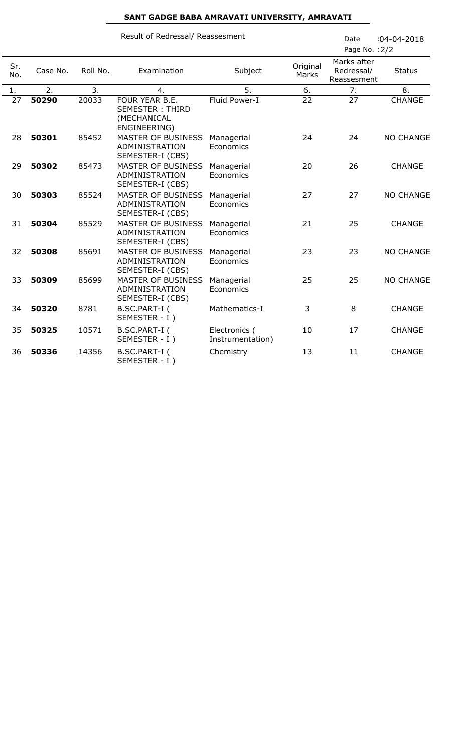# SANT GADGE BABA AMRAVATI UNIVERSITY, AMRAVATI

Result of Redressal/ Reassesment

Date :04-04-2018

Page No. :2/2

| Sr. No. | Case No. | Roll No. | Examination | Subject | Original Marks | Marks after Redressal/ Reassessment | Status |
|---|---|---|---|---|---|---|---|
| 1. | 2. | 3. | 4. | 5. | 6. | 7. | 8. |
| 27 | **50290** | 20033 | FOUR YEAR B.E. SEMESTER : THIRD (MECHANICAL ENGINEERING) | Fluid Power-I | 22 | 27 | CHANGE |
| 28 | **50301** | 85452 | MASTER OF BUSINESS ADMINISTRATION SEMESTER-I (CBS) | Managerial Economics | 24 | 24 | NO CHANGE |
| 29 | **50302** | 85473 | MASTER OF BUSINESS ADMINISTRATION SEMESTER-I (CBS) | Managerial Economics | 20 | 26 | CHANGE |
| 30 | **50303** | 85524 | MASTER OF BUSINESS ADMINISTRATION SEMESTER-I (CBS) | Managerial Economics | 27 | 27 | NO CHANGE |
| 31 | **50304** | 85529 | MASTER OF BUSINESS ADMINISTRATION SEMESTER-I (CBS) | Managerial Economics | 21 | 25 | CHANGE |
| 32 | **50308** | 85691 | MASTER OF BUSINESS ADMINISTRATION SEMESTER-I (CBS) | Managerial Economics | 23 | 23 | NO CHANGE |
| 33 | **50309** | 85699 | MASTER OF BUSINESS ADMINISTRATION SEMESTER-I (CBS) | Managerial Economics | 25 | 25 | NO CHANGE |
| 34 | **50320** | 8781 | B.SC.PART-I ( SEMESTER - I ) | Mathematics-I | 3 | 8 | CHANGE |
| 35 | **50325** | 10571 | B.SC.PART-I ( SEMESTER - I ) | Electronics ( Instrumentation) | 10 | 17 | CHANGE |
| 36 | **50336** | 14356 | B.SC.PART-I ( SEMESTER - I ) | Chemistry | 13 | 11 | CHANGE |